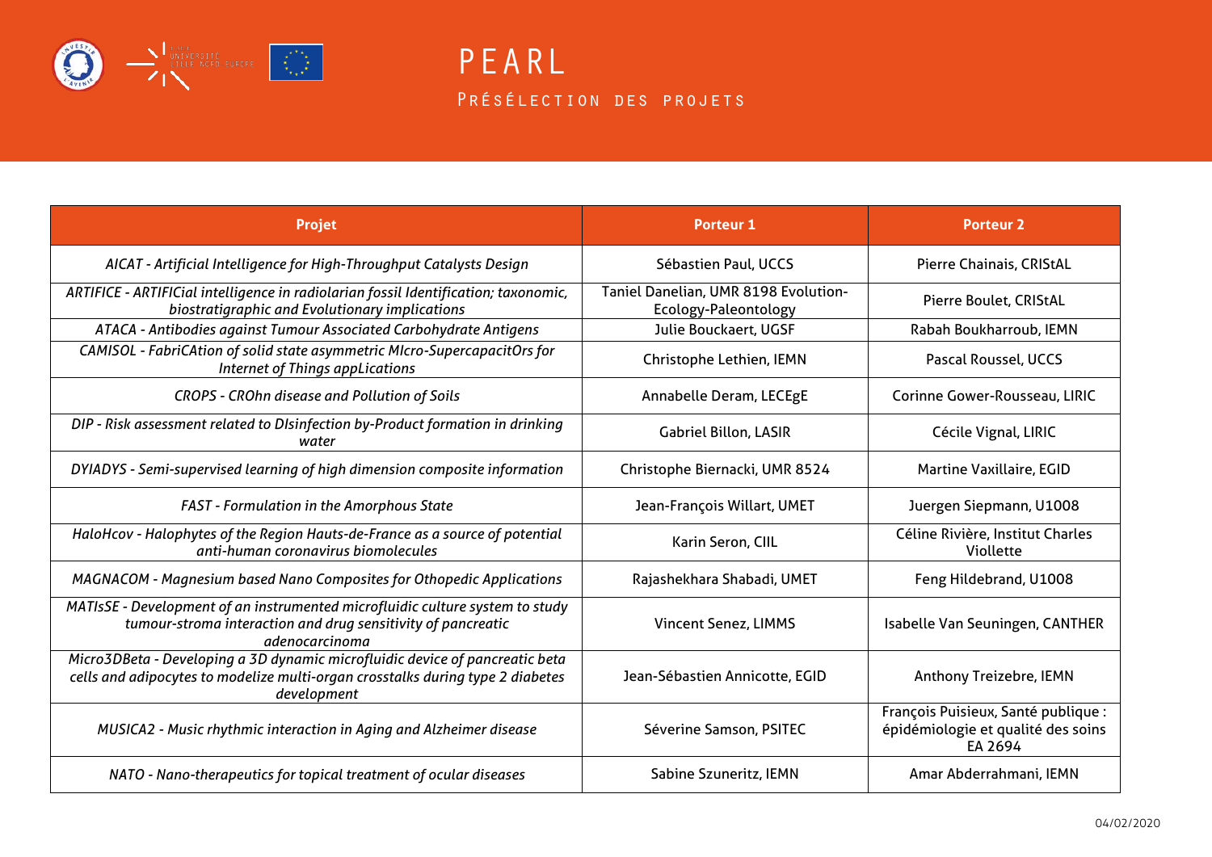# PEARL

## Présélection des projets

| Projet | Porteur 1 | Porteur 2 |
| --- | --- | --- |
| *AICAT - Artificial Intelligence for High-Throughput Catalysts Design* | Sébastien Paul, UCCS | Pierre Chainais, CRIStAL |
| *ARTIFICE - ARTIFICial intelligence in radiolarian fossil Identification; taxonomic, biostratigraphic and Evolutionary implications* | Taniel Danelian, UMR 8198 Evolution-Ecology-Paleontology | Pierre Boulet, CRIStAL |
| *ATACA - Antibodies against Tumour Associated Carbohydrate Antigens* | Julie Bouckaert, UGSF | Rabah Boukharroub, IEMN |
| *CAMISOL - FabriCAtion of solid state asymmetric MIcro-SupercapacitOrs for Internet of Things appLications* | Christophe Lethien, IEMN | Pascal Roussel, UCCS |
| *CROPS - CROhn disease and Pollution of Soils* | Annabelle Deram, LECEgE | Corinne Gower-Rousseau, LIRIC |
| *DIP - Risk assessment related to DIsinfection by-Product formation in drinking water* | Gabriel Billon, LASIR | Cécile Vignal, LIRIC |
| *DYIADYS - Semi-supervised learning of high dimension composite information* | Christophe Biernacki, UMR 8524 | Martine Vaxillaire, EGID |
| *FAST - Formulation in the Amorphous State* | Jean-François Willart, UMET | Juergen Siepmann, U1008 |
| *HaloHcov - Halophytes of the Region Hauts-de-France as a source of potential anti-human coronavirus biomolecules* | Karin Seron, CIIL | Céline Rivière, Institut Charles Viollette |
| *MAGNACOM - Magnesium based Nano Composites for Othopedic Applications* | Rajashekhara Shabadi, UMET | Feng Hildebrand, U1008 |
| *MATIsSE - Development of an instrumented microfluidic culture system to study tumour-stroma interaction and drug sensitivity of pancreatic adenocarcinoma* | Vincent Senez, LIMMS | Isabelle Van Seuningen, CANTHER |
| *Micro3DBeta - Developing a 3D dynamic microfluidic device of pancreatic beta cells and adipocytes to modelize multi-organ crosstalks during type 2 diabetes development* | Jean-Sébastien Annicotte, EGID | Anthony Treizebre, IEMN |
| *MUSICA2 - Music rhythmic interaction in Aging and Alzheimer disease* | Séverine Samson, PSITEC | François Puisieux, Santé publique : épidémiologie et qualité des soins EA 2694 |
| *NATO - Nano-therapeutics for topical treatment of ocular diseases* | Sabine Szuneritz, IEMN | Amar Abderrahmani, IEMN |

04/02/2020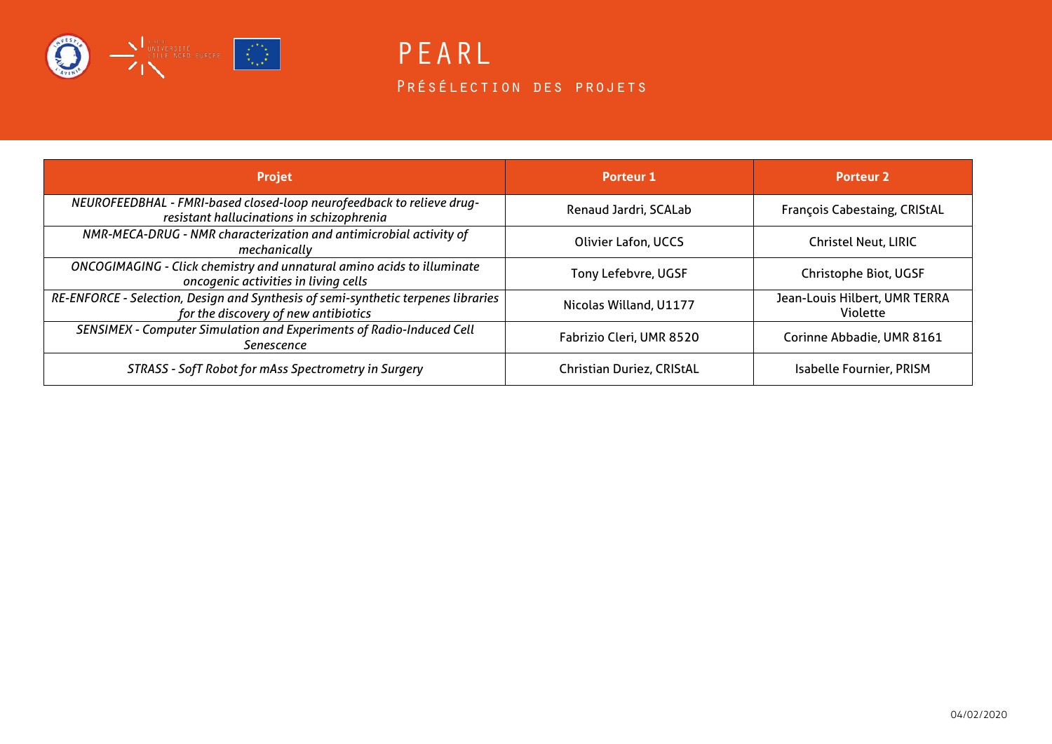# PEARL

## Présélection des projets

| Projet | Porteur 1 | Porteur 2 |
|---|---|---|
| *NEUROFEEDBHAL - FMRI-based closed-loop neurofeedback to relieve drug-resistant hallucinations in schizophrenia* | Renaud Jardri, SCALab | François Cabestaing, CRIStAL |
| *NMR-MECA-DRUG - NMR characterization and antimicrobial activity of mechanically* | Olivier Lafon, UCCS | Christel Neut, LIRIC |
| *ONCOGIMAGING - Click chemistry and unnatural amino acids to illuminate oncogenic activities in living cells* | Tony Lefebvre, UGSF | Christophe Biot, UGSF |
| *RE-ENFORCE - Selection, Design and Synthesis of semi-synthetic terpenes libraries for the discovery of new antibiotics* | Nicolas Willand, U1177 | Jean-Louis Hilbert, UMR TERRA Violette |
| *SENSIMEX - Computer Simulation and Experiments of Radio-Induced Cell Senescence* | Fabrizio Cleri, UMR 8520 | Corinne Abbadie, UMR 8161 |
| *STRASS - SofT Robot for mAss Spectrometry in Surgery* | Christian Duriez, CRIStAL | Isabelle Fournier, PRISM |

04/02/2020